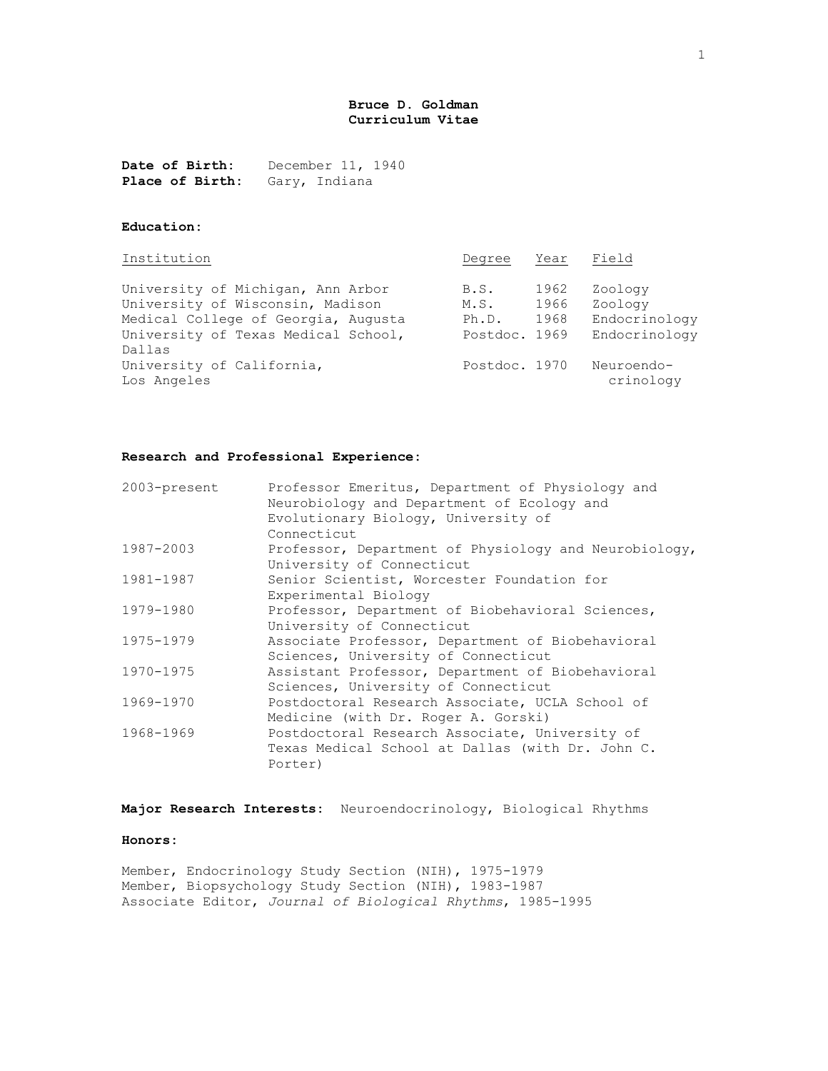# Bruce D. Goldman
## Curriculum Vitae

**Date of Birth:** December 11, 1940
**Place of Birth:** Gary, Indiana

### Education:

| Institution | Degree | Year | Field |
|---|---|---|---|
| University of Michigan, Ann Arbor | B.S. | 1962 | Zoology |
| University of Wisconsin, Madison | M.S. | 1966 | Zoology |
| Medical College of Georgia, Augusta | Ph.D. | 1968 | Endocrinology |
| University of Texas Medical School, Dallas | Postdoc. | 1969 | Endocrinology |
| University of California, Los Angeles | Postdoc. | 1970 | Neuroendo-crinology |

### Research and Professional Experience:

| | |
|---|---|
| 2003-present | Professor Emeritus, Department of Physiology and Neurobiology and Department of Ecology and Evolutionary Biology, University of Connecticut |
| 1987-2003 | Professor, Department of Physiology and Neurobiology, University of Connecticut |
| 1981-1987 | Senior Scientist, Worcester Foundation for Experimental Biology |
| 1979-1980 | Professor, Department of Biobehavioral Sciences, University of Connecticut |
| 1975-1979 | Associate Professor, Department of Biobehavioral Sciences, University of Connecticut |
| 1970-1975 | Assistant Professor, Department of Biobehavioral Sciences, University of Connecticut |
| 1969-1970 | Postdoctoral Research Associate, UCLA School of Medicine (with Dr. Roger A. Gorski) |
| 1968-1969 | Postdoctoral Research Associate, University of Texas Medical School at Dallas (with Dr. John C. Porter) |

**Major Research Interests:** Neuroendocrinology, Biological Rhythms

### Honors:

Member, Endocrinology Study Section (NIH), 1975-1979
Member, Biopsychology Study Section (NIH), 1983-1987
Associate Editor, *Journal of Biological Rhythms*, 1985-1995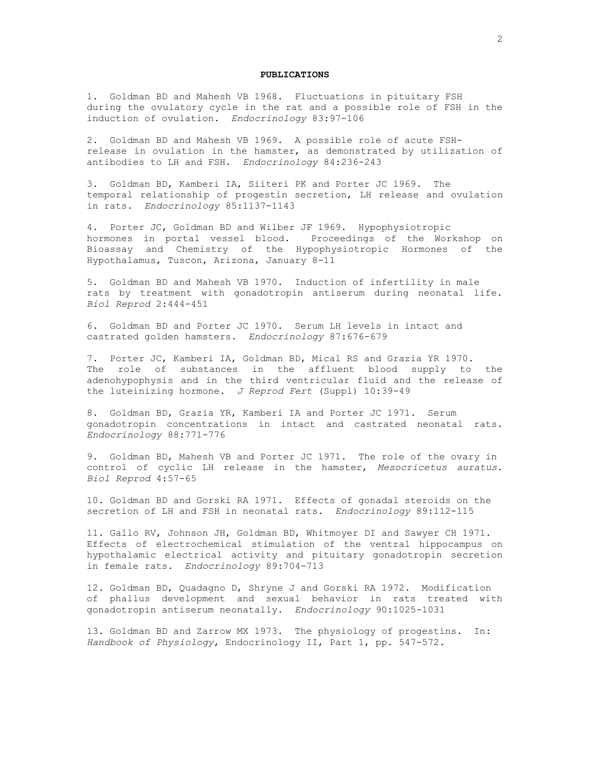**PUBLICATIONS**

1. Goldman BD and Mahesh VB 1968. Fluctuations in pituitary FSH during the ovulatory cycle in the rat and a possible role of FSH in the induction of ovulation. *Endocrinology* 83:97-106

2. Goldman BD and Mahesh VB 1969. A possible role of acute FSH-release in ovulation in the hamster, as demonstrated by utilization of antibodies to LH and FSH. *Endocrinology* 84:236-243

3. Goldman BD, Kamberi IA, Siiteri PK and Porter JC 1969. The temporal relationship of progestin secretion, LH release and ovulation in rats. *Endocrinology* 85:1137-1143

4. Porter JC, Goldman BD and Wilber JF 1969. Hypophysiotropic hormones in portal vessel blood. Proceedings of the Workshop on Bioassay and Chemistry of the Hypophysiotropic Hormones of the Hypothalamus, Tuscon, Arizona, January 8-11

5. Goldman BD and Mahesh VB 1970. Induction of infertility in male rats by treatment with gonadotropin antiserum during neonatal life. *Biol Reprod* 2:444-451

6. Goldman BD and Porter JC 1970. Serum LH levels in intact and castrated golden hamsters. *Endocrinology* 87:676-679

7. Porter JC, Kamberi IA, Goldman BD, Mical RS and Grazia YR 1970. The role of substances in the affluent blood supply to the adenohypophysis and in the third ventricular fluid and the release of the luteinizing hormone. *J Reprod Fert* (Suppl) 10:39-49

8. Goldman BD, Grazia YR, Kamberi IA and Porter JC 1971. Serum gonadotropin concentrations in intact and castrated neonatal rats. *Endocrinology* 88:771-776

9. Goldman BD, Mahesh VB and Porter JC 1971. The role of the ovary in control of cyclic LH release in the hamster, *Mesocricetus auratus*. *Biol Reprod* 4:57-65

10. Goldman BD and Gorski RA 1971. Effects of gonadal steroids on the secretion of LH and FSH in neonatal rats. *Endocrinology* 89:112-115

11. Gallo RV, Johnson JH, Goldman BD, Whitmoyer DI and Sawyer CH 1971. Effects of electrochemical stimulation of the ventral hippocampus on hypothalamic electrical activity and pituitary gonadotropin secretion in female rats. *Endocrinology* 89:704-713

12. Goldman BD, Quadagno D, Shryne J and Gorski RA 1972. Modification of phallus development and sexual behavior in rats treated with gonadotropin antiserum neonatally. *Endocrinology* 90:1025-1031

13. Goldman BD and Zarrow MX 1973. The physiology of progestins. In: *Handbook of Physiology*, Endocrinology II, Part 1, pp. 547-572.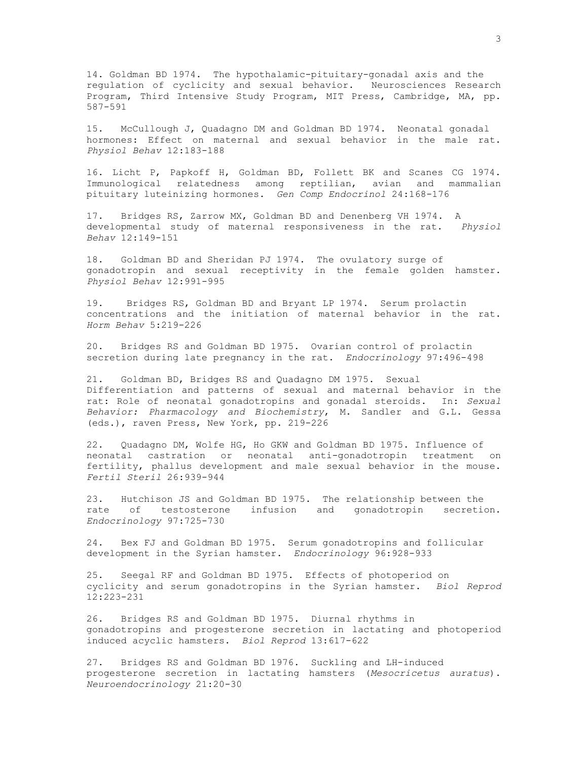14. Goldman BD 1974. The hypothalamic-pituitary-gonadal axis and the regulation of cyclicity and sexual behavior. Neurosciences Research Program, Third Intensive Study Program, MIT Press, Cambridge, MA, pp. 587-591

15. McCullough J, Quadagno DM and Goldman BD 1974. Neonatal gonadal hormones: Effect on maternal and sexual behavior in the male rat. *Physiol Behav* 12:183-188

16. Licht P, Papkoff H, Goldman BD, Follett BK and Scanes CG 1974. Immunological relatedness among reptilian, avian and mammalian pituitary luteinizing hormones. *Gen Comp Endocrinol* 24:168-176

17. Bridges RS, Zarrow MX, Goldman BD and Denenberg VH 1974. A developmental study of maternal responsiveness in the rat. *Physiol Behav* 12:149-151

18. Goldman BD and Sheridan PJ 1974. The ovulatory surge of gonadotropin and sexual receptivity in the female golden hamster. *Physiol Behav* 12:991-995

19. Bridges RS, Goldman BD and Bryant LP 1974. Serum prolactin concentrations and the initiation of maternal behavior in the rat. *Horm Behav* 5:219-226

20. Bridges RS and Goldman BD 1975. Ovarian control of prolactin secretion during late pregnancy in the rat. *Endocrinology* 97:496-498

21. Goldman BD, Bridges RS and Quadagno DM 1975. Sexual Differentiation and patterns of sexual and maternal behavior in the rat: Role of neonatal gonadotropins and gonadal steroids. In: *Sexual Behavior: Pharmacology and Biochemistry*, M. Sandler and G.L. Gessa (eds.), raven Press, New York, pp. 219-226

22. Quadagno DM, Wolfe HG, Ho GKW and Goldman BD 1975. Influence of neonatal castration or neonatal anti-gonadotropin treatment on fertility, phallus development and male sexual behavior in the mouse. *Fertil Steril* 26:939-944

23. Hutchison JS and Goldman BD 1975. The relationship between the rate of testosterone infusion and gonadotropin secretion. *Endocrinology* 97:725-730

24. Bex FJ and Goldman BD 1975. Serum gonadotropins and follicular development in the Syrian hamster. *Endocrinology* 96:928-933

25. Seegal RF and Goldman BD 1975. Effects of photoperiod on cyclicity and serum gonadotropins in the Syrian hamster. *Biol Reprod* 12:223-231

26. Bridges RS and Goldman BD 1975. Diurnal rhythms in gonadotropins and progesterone secretion in lactating and photoperiod induced acyclic hamsters. *Biol Reprod* 13:617-622

27. Bridges RS and Goldman BD 1976. Suckling and LH-induced progesterone secretion in lactating hamsters (*Mesocricetus auratus*). *Neuroendocrinology* 21:20-30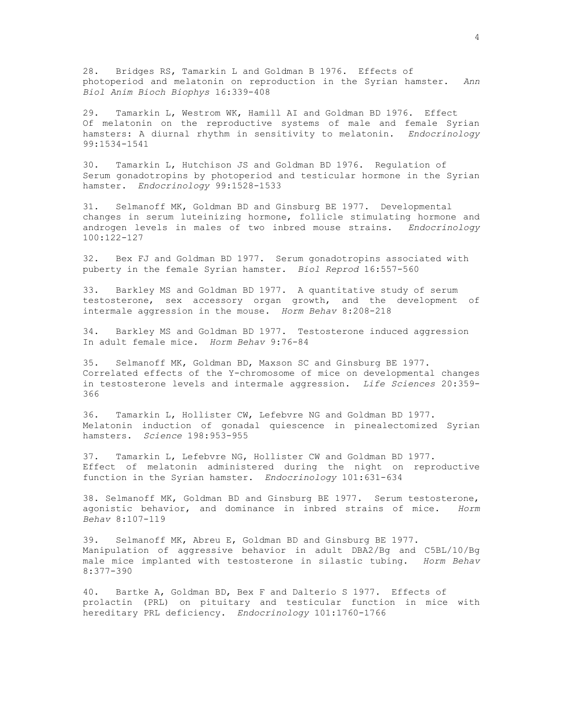28. Bridges RS, Tamarkin L and Goldman B 1976. Effects of photoperiod and melatonin on reproduction in the Syrian hamster. *Ann Biol Anim Bioch Biophys* 16:339-408

29. Tamarkin L, Westrom WK, Hamill AI and Goldman BD 1976. Effect Of melatonin on the reproductive systems of male and female Syrian hamsters: A diurnal rhythm in sensitivity to melatonin. *Endocrinology* 99:1534-1541

30. Tamarkin L, Hutchison JS and Goldman BD 1976. Regulation of Serum gonadotropins by photoperiod and testicular hormone in the Syrian hamster. *Endocrinology* 99:1528-1533

31. Selmanoff MK, Goldman BD and Ginsburg BE 1977. Developmental changes in serum luteinizing hormone, follicle stimulating hormone and androgen levels in males of two inbred mouse strains. *Endocrinology* 100:122-127

32. Bex FJ and Goldman BD 1977. Serum gonadotropins associated with puberty in the female Syrian hamster. *Biol Reprod* 16:557-560

33. Barkley MS and Goldman BD 1977. A quantitative study of serum testosterone, sex accessory organ growth, and the development of intermale aggression in the mouse. *Horm Behav* 8:208-218

34. Barkley MS and Goldman BD 1977. Testosterone induced aggression In adult female mice. *Horm Behav* 9:76-84

35. Selmanoff MK, Goldman BD, Maxson SC and Ginsburg BE 1977. Correlated effects of the Y-chromosome of mice on developmental changes in testosterone levels and intermale aggression. *Life Sciences* 20:359-366

36. Tamarkin L, Hollister CW, Lefebvre NG and Goldman BD 1977. Melatonin induction of gonadal quiescence in pinealectomized Syrian hamsters. *Science* 198:953-955

37. Tamarkin L, Lefebvre NG, Hollister CW and Goldman BD 1977. Effect of melatonin administered during the night on reproductive function in the Syrian hamster. *Endocrinology* 101:631-634

38. Selmanoff MK, Goldman BD and Ginsburg BE 1977. Serum testosterone, agonistic behavior, and dominance in inbred strains of mice. *Horm Behav* 8:107-119

39. Selmanoff MK, Abreu E, Goldman BD and Ginsburg BE 1977. Manipulation of aggressive behavior in adult DBA2/Bg and C5BL/10/Bg male mice implanted with testosterone in silastic tubing. *Horm Behav* 8:377-390

40. Bartke A, Goldman BD, Bex F and Dalterio S 1977. Effects of prolactin (PRL) on pituitary and testicular function in mice with hereditary PRL deficiency. *Endocrinology* 101:1760-1766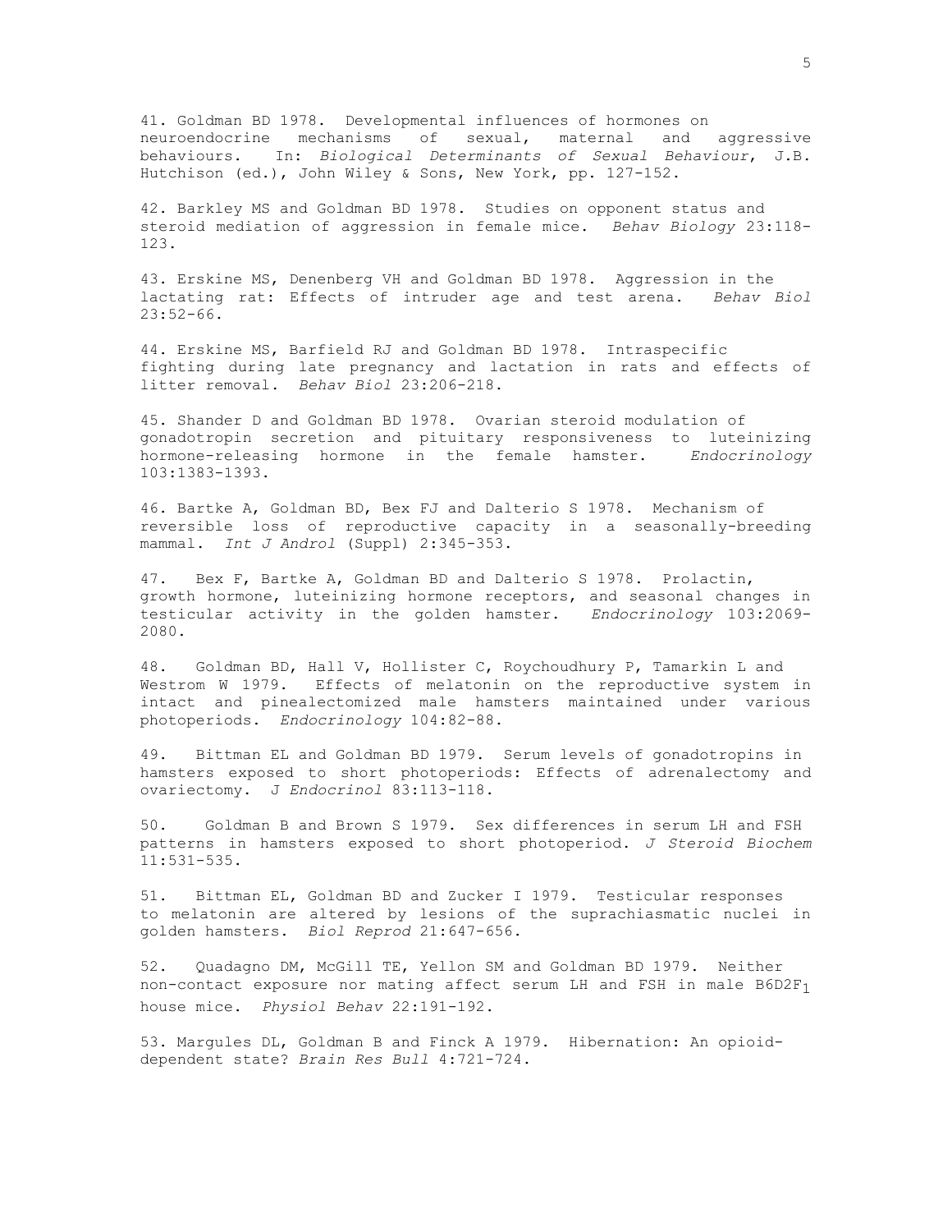41. Goldman BD 1978. Developmental influences of hormones on neuroendocrine mechanisms of sexual, maternal and aggressive behaviours. In: *Biological Determinants of Sexual Behaviour*, J.B. Hutchison (ed.), John Wiley & Sons, New York, pp. 127-152.

42. Barkley MS and Goldman BD 1978. Studies on opponent status and steroid mediation of aggression in female mice. *Behav Biology* 23:118-123.

43. Erskine MS, Denenberg VH and Goldman BD 1978. Aggression in the lactating rat: Effects of intruder age and test arena. *Behav Biol* 23:52-66.

44. Erskine MS, Barfield RJ and Goldman BD 1978. Intraspecific fighting during late pregnancy and lactation in rats and effects of litter removal. *Behav Biol* 23:206-218.

45. Shander D and Goldman BD 1978. Ovarian steroid modulation of gonadotropin secretion and pituitary responsiveness to luteinizing hormone-releasing hormone in the female hamster. *Endocrinology* 103:1383-1393.

46. Bartke A, Goldman BD, Bex FJ and Dalterio S 1978. Mechanism of reversible loss of reproductive capacity in a seasonally-breeding mammal. *Int J Androl* (Suppl) 2:345-353.

47. Bex F, Bartke A, Goldman BD and Dalterio S 1978. Prolactin, growth hormone, luteinizing hormone receptors, and seasonal changes in testicular activity in the golden hamster. *Endocrinology* 103:2069-2080.

48. Goldman BD, Hall V, Hollister C, Roychoudhury P, Tamarkin L and Westrom W 1979. Effects of melatonin on the reproductive system in intact and pinealectomized male hamsters maintained under various photoperiods. *Endocrinology* 104:82-88.

49. Bittman EL and Goldman BD 1979. Serum levels of gonadotropins in hamsters exposed to short photoperiods: Effects of adrenalectomy and ovariectomy. *J Endocrinol* 83:113-118.

50. Goldman B and Brown S 1979. Sex differences in serum LH and FSH patterns in hamsters exposed to short photoperiod. *J Steroid Biochem* 11:531-535.

51. Bittman EL, Goldman BD and Zucker I 1979. Testicular responses to melatonin are altered by lesions of the suprachiasmatic nuclei in golden hamsters. *Biol Reprod* 21:647-656.

52. Quadagno DM, McGill TE, Yellon SM and Goldman BD 1979. Neither non-contact exposure nor mating affect serum LH and FSH in male B6D2$F_1$ house mice. *Physiol Behav* 22:191-192.

53. Margules DL, Goldman B and Finck A 1979. Hibernation: An opioid-dependent state? *Brain Res Bull* 4:721-724.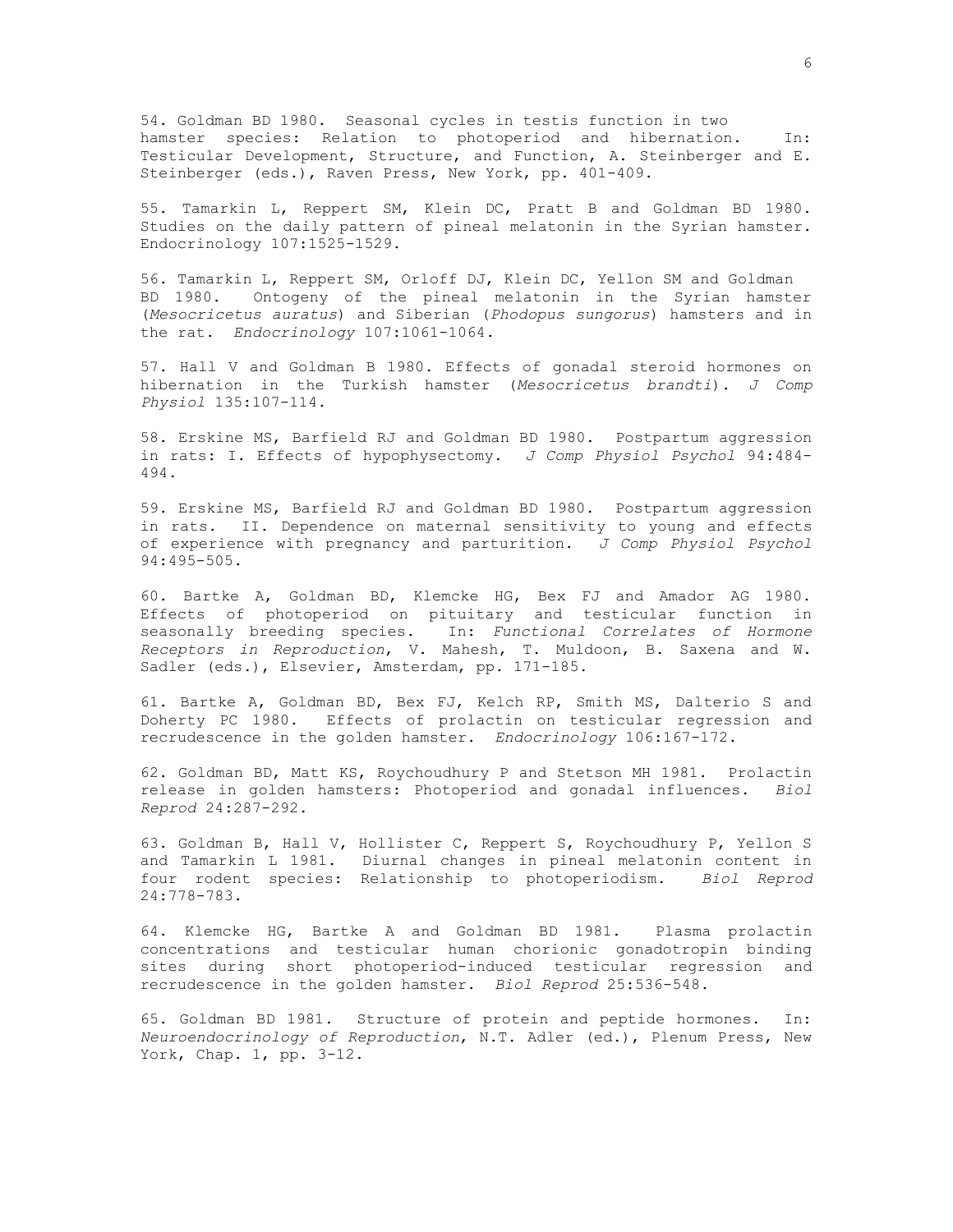54. Goldman BD 1980. Seasonal cycles in testis function in two hamster species: Relation to photoperiod and hibernation. In: Testicular Development, Structure, and Function, A. Steinberger and E. Steinberger (eds.), Raven Press, New York, pp. 401-409.

55. Tamarkin L, Reppert SM, Klein DC, Pratt B and Goldman BD 1980. Studies on the daily pattern of pineal melatonin in the Syrian hamster. Endocrinology 107:1525-1529.

56. Tamarkin L, Reppert SM, Orloff DJ, Klein DC, Yellon SM and Goldman BD 1980. Ontogeny of the pineal melatonin in the Syrian hamster (*Mesocricetus auratus*) and Siberian (*Phodopus sungorus*) hamsters and in the rat. *Endocrinology* 107:1061-1064.

57. Hall V and Goldman B 1980. Effects of gonadal steroid hormones on hibernation in the Turkish hamster (*Mesocricetus brandti*). *J Comp Physiol* 135:107-114.

58. Erskine MS, Barfield RJ and Goldman BD 1980. Postpartum aggression in rats: I. Effects of hypophysectomy. *J Comp Physiol Psychol* 94:484-494.

59. Erskine MS, Barfield RJ and Goldman BD 1980. Postpartum aggression in rats. II. Dependence on maternal sensitivity to young and effects of experience with pregnancy and parturition. *J Comp Physiol Psychol* 94:495-505.

60. Bartke A, Goldman BD, Klemcke HG, Bex FJ and Amador AG 1980. Effects of photoperiod on pituitary and testicular function in seasonally breeding species. In: *Functional Correlates of Hormone Receptors in Reproduction*, V. Mahesh, T. Muldoon, B. Saxena and W. Sadler (eds.), Elsevier, Amsterdam, pp. 171-185.

61. Bartke A, Goldman BD, Bex FJ, Kelch RP, Smith MS, Dalterio S and Doherty PC 1980. Effects of prolactin on testicular regression and recrudescence in the golden hamster. *Endocrinology* 106:167-172.

62. Goldman BD, Matt KS, Roychoudhury P and Stetson MH 1981. Prolactin release in golden hamsters: Photoperiod and gonadal influences. *Biol Reprod* 24:287-292.

63. Goldman B, Hall V, Hollister C, Reppert S, Roychoudhury P, Yellon S and Tamarkin L 1981. Diurnal changes in pineal melatonin content in four rodent species: Relationship to photoperiodism. *Biol Reprod* 24:778-783.

64. Klemcke HG, Bartke A and Goldman BD 1981. Plasma prolactin concentrations and testicular human chorionic gonadotropin binding sites during short photoperiod-induced testicular regression and recrudescence in the golden hamster. *Biol Reprod* 25:536-548.

65. Goldman BD 1981. Structure of protein and peptide hormones. In: *Neuroendocrinology of Reproduction*, N.T. Adler (ed.), Plenum Press, New York, Chap. 1, pp. 3-12.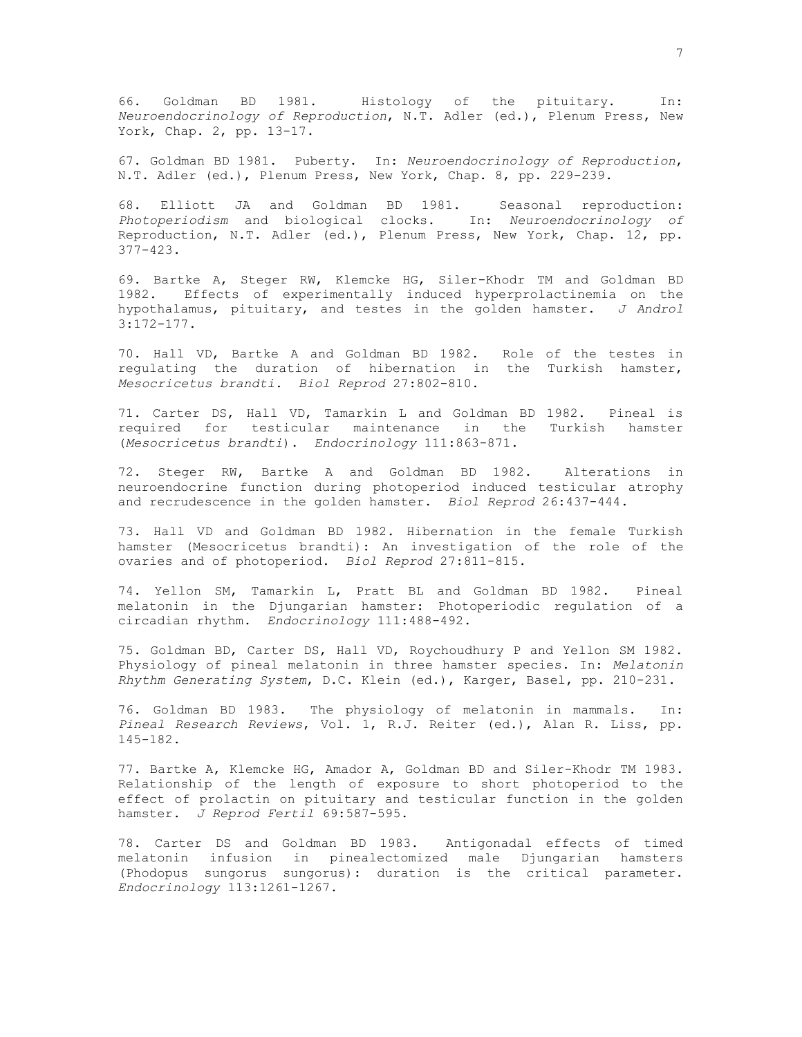66. Goldman BD 1981. Histology of the pituitary. In: *Neuroendocrinology of Reproduction*, N.T. Adler (ed.), Plenum Press, New York, Chap. 2, pp. 13-17.

67. Goldman BD 1981. Puberty. In: *Neuroendocrinology of Reproduction*, N.T. Adler (ed.), Plenum Press, New York, Chap. 8, pp. 229-239.

68. Elliott JA and Goldman BD 1981. Seasonal reproduction: *Photoperiodism* and biological clocks. In: *Neuroendocrinology of* Reproduction, N.T. Adler (ed.), Plenum Press, New York, Chap. 12, pp. 377-423.

69. Bartke A, Steger RW, Klemcke HG, Siler-Khodr TM and Goldman BD 1982. Effects of experimentally induced hyperprolactinemia on the hypothalamus, pituitary, and testes in the golden hamster. *J Androl* 3:172-177.

70. Hall VD, Bartke A and Goldman BD 1982. Role of the testes in regulating the duration of hibernation in the Turkish hamster, *Mesocricetus brandti*. *Biol Reprod* 27:802-810.

71. Carter DS, Hall VD, Tamarkin L and Goldman BD 1982. Pineal is required for testicular maintenance in the Turkish hamster (*Mesocricetus brandti*). *Endocrinology* 111:863-871.

72. Steger RW, Bartke A and Goldman BD 1982. Alterations in neuroendocrine function during photoperiod induced testicular atrophy and recrudescence in the golden hamster. *Biol Reprod* 26:437-444.

73. Hall VD and Goldman BD 1982. Hibernation in the female Turkish hamster (Mesocricetus brandti): An investigation of the role of the ovaries and of photoperiod. *Biol Reprod* 27:811-815.

74. Yellon SM, Tamarkin L, Pratt BL and Goldman BD 1982. Pineal melatonin in the Djungarian hamster: Photoperiodic regulation of a circadian rhythm. *Endocrinology* 111:488-492.

75. Goldman BD, Carter DS, Hall VD, Roychoudhury P and Yellon SM 1982. Physiology of pineal melatonin in three hamster species. In: *Melatonin Rhythm Generating System*, D.C. Klein (ed.), Karger, Basel, pp. 210-231.

76. Goldman BD 1983. The physiology of melatonin in mammals. In: *Pineal Research Reviews*, Vol. 1, R.J. Reiter (ed.), Alan R. Liss, pp. 145-182.

77. Bartke A, Klemcke HG, Amador A, Goldman BD and Siler-Khodr TM 1983. Relationship of the length of exposure to short photoperiod to the effect of prolactin on pituitary and testicular function in the golden hamster. *J Reprod Fertil* 69:587-595.

78. Carter DS and Goldman BD 1983. Antigonadal effects of timed melatonin infusion in pinealectomized male Djungarian hamsters (Phodopus sungorus sungorus): duration is the critical parameter. *Endocrinology* 113:1261-1267.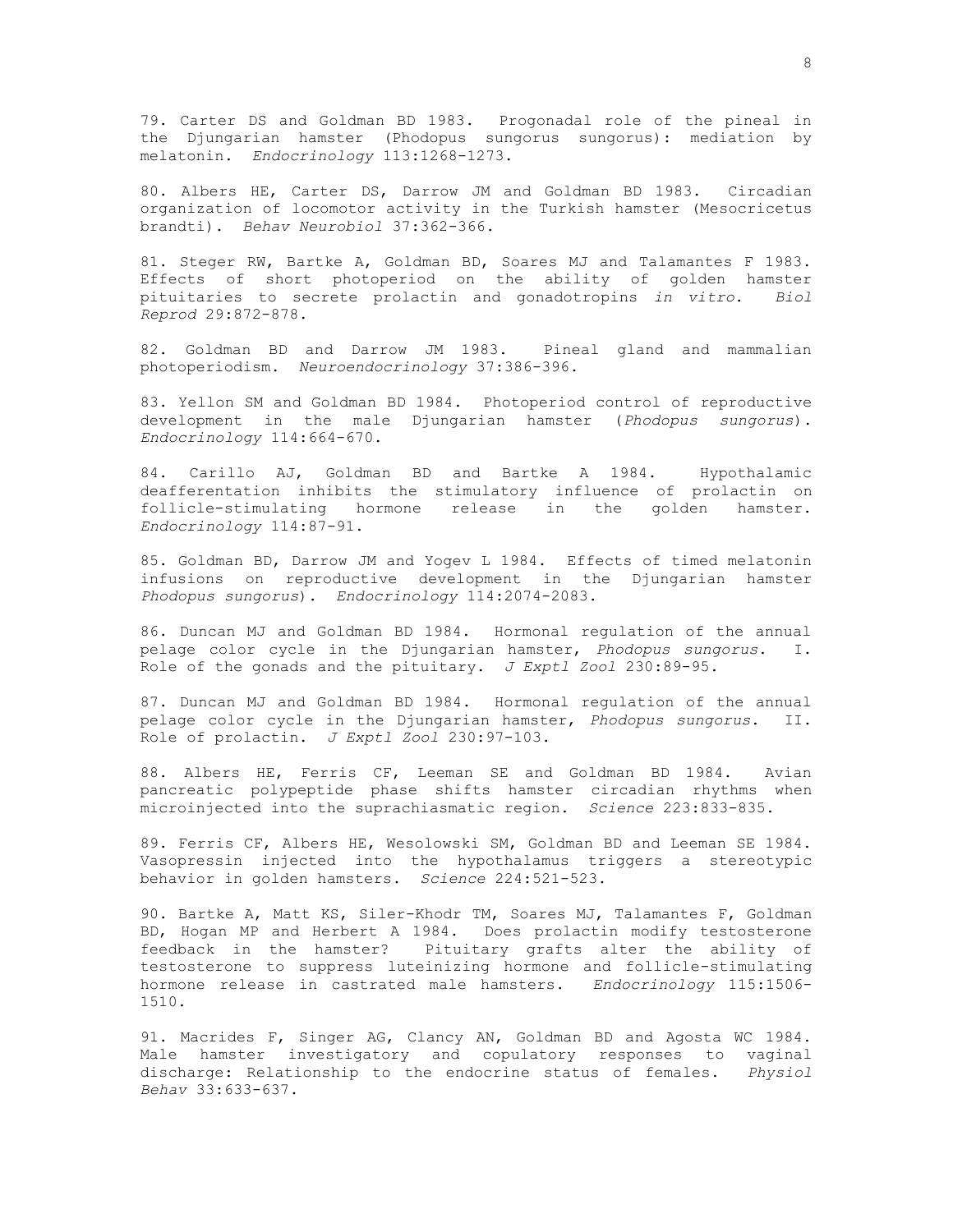79. Carter DS and Goldman BD 1983. Progonadal role of the pineal in the Djungarian hamster (Phodopus sungorus sungorus): mediation by melatonin. *Endocrinology* 113:1268-1273.

80. Albers HE, Carter DS, Darrow JM and Goldman BD 1983. Circadian organization of locomotor activity in the Turkish hamster (Mesocricetus brandti). *Behav Neurobiol* 37:362-366.

81. Steger RW, Bartke A, Goldman BD, Soares MJ and Talamantes F 1983. Effects of short photoperiod on the ability of golden hamster pituitaries to secrete prolactin and gonadotropins *in vitro*. *Biol Reprod* 29:872-878.

82. Goldman BD and Darrow JM 1983. Pineal gland and mammalian photoperiodism. *Neuroendocrinology* 37:386-396.

83. Yellon SM and Goldman BD 1984. Photoperiod control of reproductive development in the male Djungarian hamster (*Phodopus sungorus*). *Endocrinology* 114:664-670.

84. Carillo AJ, Goldman BD and Bartke A 1984. Hypothalamic deafferentation inhibits the stimulatory influence of prolactin on follicle-stimulating hormone release in the golden hamster. *Endocrinology* 114:87-91.

85. Goldman BD, Darrow JM and Yogev L 1984. Effects of timed melatonin infusions on reproductive development in the Djungarian hamster *Phodopus sungorus*). *Endocrinology* 114:2074-2083.

86. Duncan MJ and Goldman BD 1984. Hormonal regulation of the annual pelage color cycle in the Djungarian hamster, *Phodopus sungorus*. I. Role of the gonads and the pituitary. *J Exptl Zool* 230:89-95.

87. Duncan MJ and Goldman BD 1984. Hormonal regulation of the annual pelage color cycle in the Djungarian hamster, *Phodopus sungorus*. II. Role of prolactin. *J Exptl Zool* 230:97-103.

88. Albers HE, Ferris CF, Leeman SE and Goldman BD 1984. Avian pancreatic polypeptide phase shifts hamster circadian rhythms when microinjected into the suprachiasmatic region. *Science* 223:833-835.

89. Ferris CF, Albers HE, Wesolowski SM, Goldman BD and Leeman SE 1984. Vasopressin injected into the hypothalamus triggers a stereotypic behavior in golden hamsters. *Science* 224:521-523.

90. Bartke A, Matt KS, Siler-Khodr TM, Soares MJ, Talamantes F, Goldman BD, Hogan MP and Herbert A 1984. Does prolactin modify testosterone feedback in the hamster? Pituitary grafts alter the ability of testosterone to suppress luteinizing hormone and follicle-stimulating hormone release in castrated male hamsters. *Endocrinology* 115:1506-1510.

91. Macrides F, Singer AG, Clancy AN, Goldman BD and Agosta WC 1984. Male hamster investigatory and copulatory responses to vaginal discharge: Relationship to the endocrine status of females. *Physiol Behav* 33:633-637.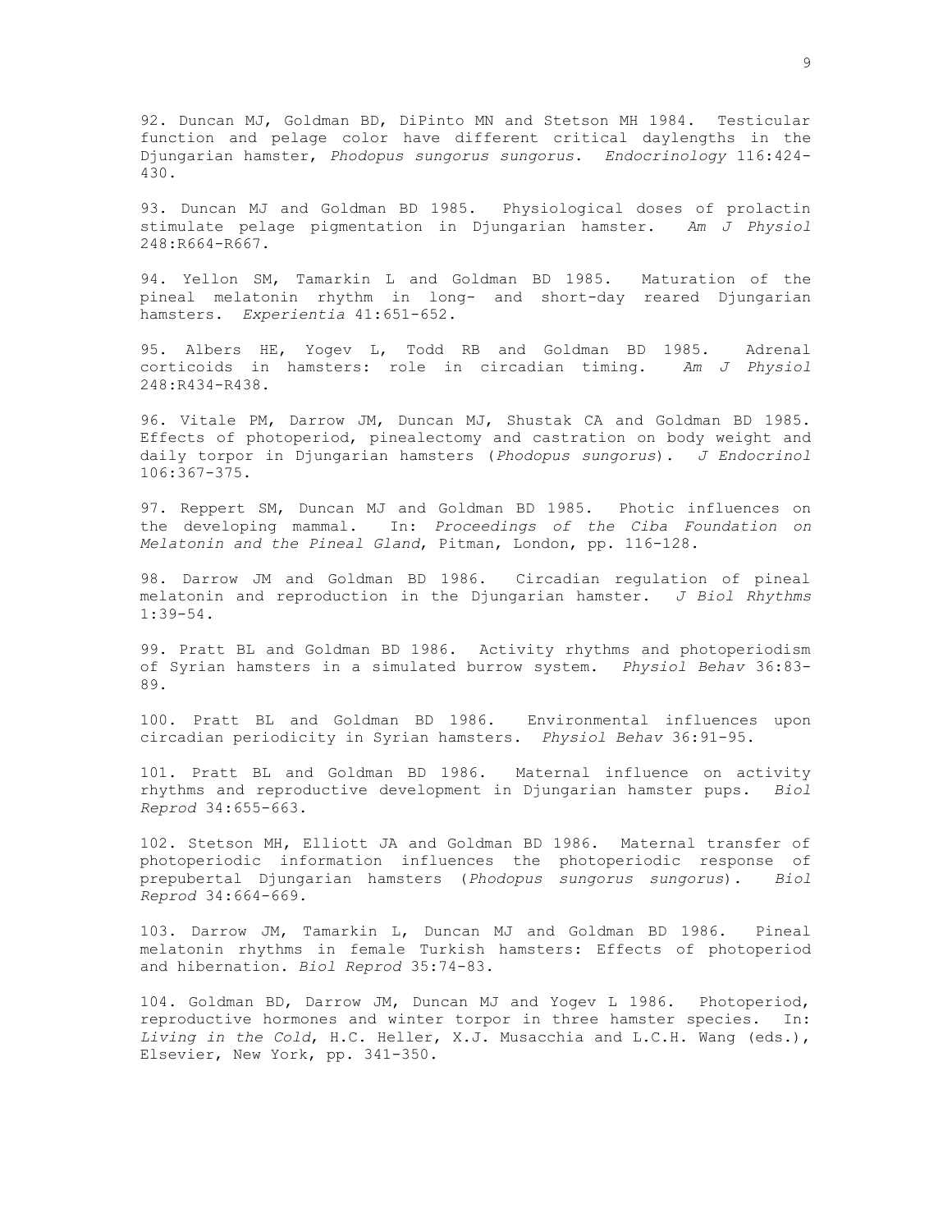92. Duncan MJ, Goldman BD, DiPinto MN and Stetson MH 1984. Testicular function and pelage color have different critical daylengths in the Djungarian hamster, *Phodopus sungorus sungorus*. *Endocrinology* 116:424-430.

93. Duncan MJ and Goldman BD 1985. Physiological doses of prolactin stimulate pelage pigmentation in Djungarian hamster. *Am J Physiol* 248:R664-R667.

94. Yellon SM, Tamarkin L and Goldman BD 1985. Maturation of the pineal melatonin rhythm in long- and short-day reared Djungarian hamsters. *Experientia* 41:651-652.

95. Albers HE, Yogev L, Todd RB and Goldman BD 1985. Adrenal corticoids in hamsters: role in circadian timing. *Am J Physiol* 248:R434-R438.

96. Vitale PM, Darrow JM, Duncan MJ, Shustak CA and Goldman BD 1985. Effects of photoperiod, pinealectomy and castration on body weight and daily torpor in Djungarian hamsters (*Phodopus sungorus*). *J Endocrinol* 106:367-375.

97. Reppert SM, Duncan MJ and Goldman BD 1985. Photic influences on the developing mammal. In: *Proceedings of the Ciba Foundation on Melatonin and the Pineal Gland*, Pitman, London, pp. 116-128.

98. Darrow JM and Goldman BD 1986. Circadian regulation of pineal melatonin and reproduction in the Djungarian hamster. *J Biol Rhythms* 1:39-54.

99. Pratt BL and Goldman BD 1986. Activity rhythms and photoperiodism of Syrian hamsters in a simulated burrow system. *Physiol Behav* 36:83-89.

100. Pratt BL and Goldman BD 1986. Environmental influences upon circadian periodicity in Syrian hamsters. *Physiol Behav* 36:91-95.

101. Pratt BL and Goldman BD 1986. Maternal influence on activity rhythms and reproductive development in Djungarian hamster pups. *Biol Reprod* 34:655-663.

102. Stetson MH, Elliott JA and Goldman BD 1986. Maternal transfer of photoperiodic information influences the photoperiodic response of prepubertal Djungarian hamsters (*Phodopus sungorus sungorus*). *Biol Reprod* 34:664-669.

103. Darrow JM, Tamarkin L, Duncan MJ and Goldman BD 1986. Pineal melatonin rhythms in female Turkish hamsters: Effects of photoperiod and hibernation. *Biol Reprod* 35:74-83.

104. Goldman BD, Darrow JM, Duncan MJ and Yogev L 1986. Photoperiod, reproductive hormones and winter torpor in three hamster species. In: *Living in the Cold*, H.C. Heller, X.J. Musacchia and L.C.H. Wang (eds.), Elsevier, New York, pp. 341-350.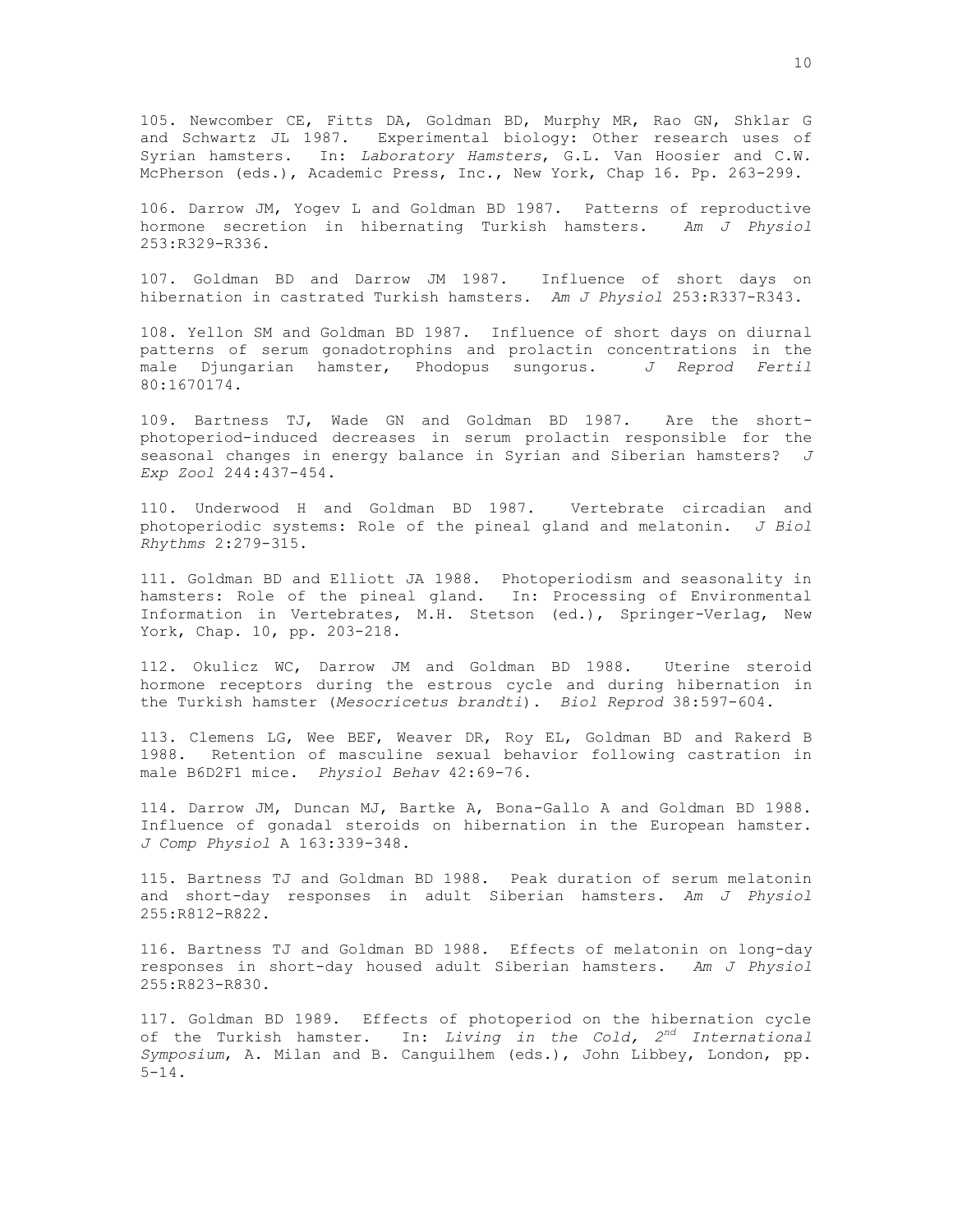105. Newcomber CE, Fitts DA, Goldman BD, Murphy MR, Rao GN, Shklar G and Schwartz JL 1987. Experimental biology: Other research uses of Syrian hamsters. In: *Laboratory Hamsters*, G.L. Van Hoosier and C.W. McPherson (eds.), Academic Press, Inc., New York, Chap 16. Pp. 263-299.

106. Darrow JM, Yogev L and Goldman BD 1987. Patterns of reproductive hormone secretion in hibernating Turkish hamsters. *Am J Physiol* 253:R329-R336.

107. Goldman BD and Darrow JM 1987. Influence of short days on hibernation in castrated Turkish hamsters. *Am J Physiol* 253:R337-R343.

108. Yellon SM and Goldman BD 1987. Influence of short days on diurnal patterns of serum gonadotrophins and prolactin concentrations in the male Djungarian hamster, Phodopus sungorus. *J Reprod Fertil* 80:1670174.

109. Bartness TJ, Wade GN and Goldman BD 1987. Are the short-photoperiod-induced decreases in serum prolactin responsible for the seasonal changes in energy balance in Syrian and Siberian hamsters? *J Exp Zool* 244:437-454.

110. Underwood H and Goldman BD 1987. Vertebrate circadian and photoperiodic systems: Role of the pineal gland and melatonin. *J Biol Rhythms* 2:279-315.

111. Goldman BD and Elliott JA 1988. Photoperiodism and seasonality in hamsters: Role of the pineal gland. In: Processing of Environmental Information in Vertebrates, M.H. Stetson (ed.), Springer-Verlag, New York, Chap. 10, pp. 203-218.

112. Okulicz WC, Darrow JM and Goldman BD 1988. Uterine steroid hormone receptors during the estrous cycle and during hibernation in the Turkish hamster (*Mesocricetus brandti*). *Biol Reprod* 38:597-604.

113. Clemens LG, Wee BEF, Weaver DR, Roy EL, Goldman BD and Rakerd B 1988. Retention of masculine sexual behavior following castration in male B6D2F1 mice. *Physiol Behav* 42:69-76.

114. Darrow JM, Duncan MJ, Bartke A, Bona-Gallo A and Goldman BD 1988. Influence of gonadal steroids on hibernation in the European hamster. *J Comp Physiol* A 163:339-348.

115. Bartness TJ and Goldman BD 1988. Peak duration of serum melatonin and short-day responses in adult Siberian hamsters. *Am J Physiol* 255:R812-R822.

116. Bartness TJ and Goldman BD 1988. Effects of melatonin on long-day responses in short-day housed adult Siberian hamsters. *Am J Physiol* 255:R823-R830.

117. Goldman BD 1989. Effects of photoperiod on the hibernation cycle of the Turkish hamster. In: *Living in the Cold, 2nd International Symposium*, A. Milan and B. Canguilhem (eds.), John Libbey, London, pp. 5-14.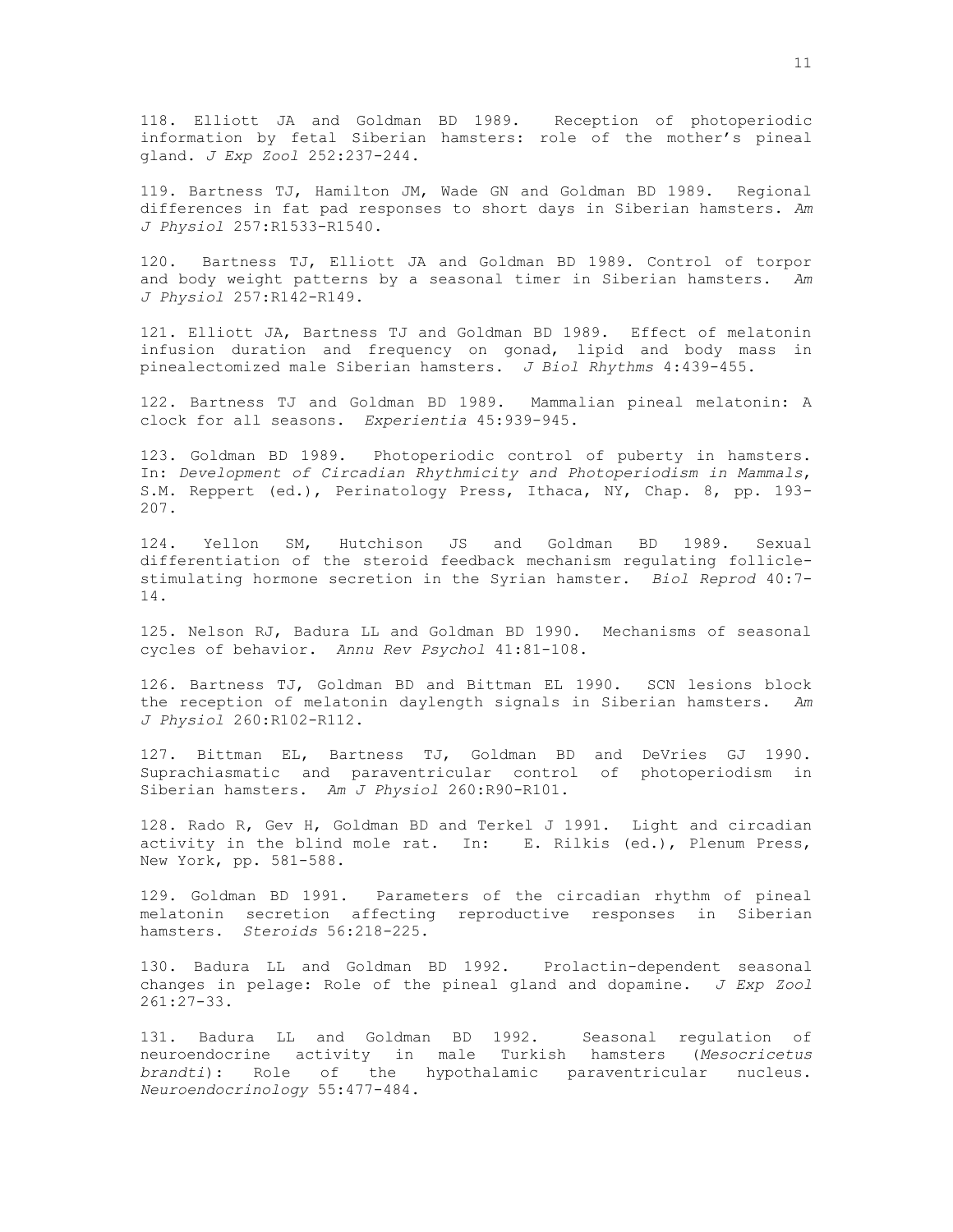118. Elliott JA and Goldman BD 1989. Reception of photoperiodic information by fetal Siberian hamsters: role of the mother's pineal gland. *J Exp Zool* 252:237-244.

119. Bartness TJ, Hamilton JM, Wade GN and Goldman BD 1989. Regional differences in fat pad responses to short days in Siberian hamsters. *Am J Physiol* 257:R1533-R1540.

120. Bartness TJ, Elliott JA and Goldman BD 1989. Control of torpor and body weight patterns by a seasonal timer in Siberian hamsters. *Am J Physiol* 257:R142-R149.

121. Elliott JA, Bartness TJ and Goldman BD 1989. Effect of melatonin infusion duration and frequency on gonad, lipid and body mass in pinealectomized male Siberian hamsters. *J Biol Rhythms* 4:439-455.

122. Bartness TJ and Goldman BD 1989. Mammalian pineal melatonin: A clock for all seasons. *Experientia* 45:939-945.

123. Goldman BD 1989. Photoperiodic control of puberty in hamsters. In: *Development of Circadian Rhythmicity and Photoperiodism in Mammals*, S.M. Reppert (ed.), Perinatology Press, Ithaca, NY, Chap. 8, pp. 193-207.

124. Yellon SM, Hutchison JS and Goldman BD 1989. Sexual differentiation of the steroid feedback mechanism regulating follicle-stimulating hormone secretion in the Syrian hamster. *Biol Reprod* 40:7-14.

125. Nelson RJ, Badura LL and Goldman BD 1990. Mechanisms of seasonal cycles of behavior. *Annu Rev Psychol* 41:81-108.

126. Bartness TJ, Goldman BD and Bittman EL 1990. SCN lesions block the reception of melatonin daylength signals in Siberian hamsters. *Am J Physiol* 260:R102-R112.

127. Bittman EL, Bartness TJ, Goldman BD and DeVries GJ 1990. Suprachiasmatic and paraventricular control of photoperiodism in Siberian hamsters. *Am J Physiol* 260:R90-R101.

128. Rado R, Gev H, Goldman BD and Terkel J 1991. Light and circadian activity in the blind mole rat. In: E. Rilkis (ed.), Plenum Press, New York, pp. 581-588.

129. Goldman BD 1991. Parameters of the circadian rhythm of pineal melatonin secretion affecting reproductive responses in Siberian hamsters. *Steroids* 56:218-225.

130. Badura LL and Goldman BD 1992. Prolactin-dependent seasonal changes in pelage: Role of the pineal gland and dopamine. *J Exp Zool* 261:27-33.

131. Badura LL and Goldman BD 1992. Seasonal regulation of neuroendocrine activity in male Turkish hamsters (*Mesocricetus brandti*): Role of the hypothalamic paraventricular nucleus. *Neuroendocrinology* 55:477-484.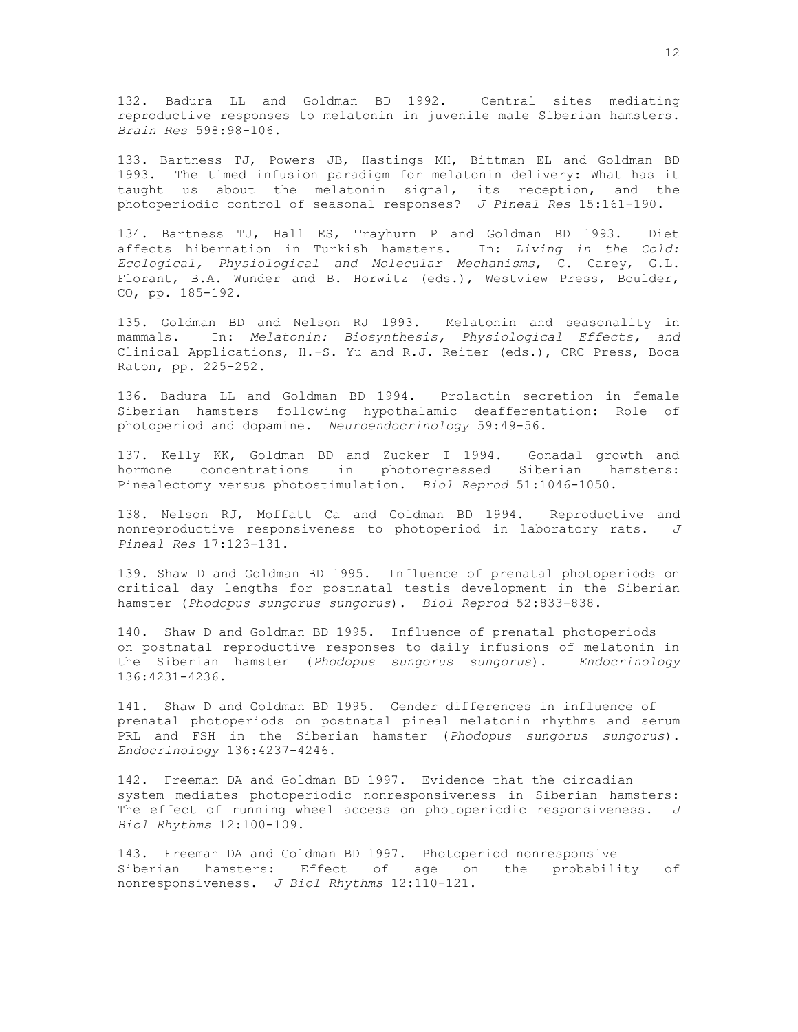132. Badura LL and Goldman BD 1992. Central sites mediating reproductive responses to melatonin in juvenile male Siberian hamsters. *Brain Res* 598:98-106.

133. Bartness TJ, Powers JB, Hastings MH, Bittman EL and Goldman BD 1993. The timed infusion paradigm for melatonin delivery: What has it taught us about the melatonin signal, its reception, and the photoperiodic control of seasonal responses? *J Pineal Res* 15:161-190.

134. Bartness TJ, Hall ES, Trayhurn P and Goldman BD 1993. Diet affects hibernation in Turkish hamsters. In: *Living in the Cold: Ecological, Physiological and Molecular Mechanisms*, C. Carey, G.L. Florant, B.A. Wunder and B. Horwitz (eds.), Westview Press, Boulder, CO, pp. 185-192.

135. Goldman BD and Nelson RJ 1993. Melatonin and seasonality in mammals. In: *Melatonin: Biosynthesis, Physiological Effects, and* Clinical Applications, H.-S. Yu and R.J. Reiter (eds.), CRC Press, Boca Raton, pp. 225-252.

136. Badura LL and Goldman BD 1994. Prolactin secretion in female Siberian hamsters following hypothalamic deafferentation: Role of photoperiod and dopamine. *Neuroendocrinology* 59:49-56.

137. Kelly KK, Goldman BD and Zucker I 1994. Gonadal growth and hormone concentrations in photoregressed Siberian hamsters: Pinealectomy versus photostimulation. *Biol Reprod* 51:1046-1050.

138. Nelson RJ, Moffatt Ca and Goldman BD 1994. Reproductive and nonreproductive responsiveness to photoperiod in laboratory rats. *J Pineal Res* 17:123-131.

139. Shaw D and Goldman BD 1995. Influence of prenatal photoperiods on critical day lengths for postnatal testis development in the Siberian hamster (*Phodopus sungorus sungorus*). *Biol Reprod* 52:833-838.

140. Shaw D and Goldman BD 1995. Influence of prenatal photoperiods on postnatal reproductive responses to daily infusions of melatonin in the Siberian hamster (*Phodopus sungorus sungorus*). *Endocrinology* 136:4231-4236.

141. Shaw D and Goldman BD 1995. Gender differences in influence of prenatal photoperiods on postnatal pineal melatonin rhythms and serum PRL and FSH in the Siberian hamster (*Phodopus sungorus sungorus*). *Endocrinology* 136:4237-4246.

142. Freeman DA and Goldman BD 1997. Evidence that the circadian system mediates photoperiodic nonresponsiveness in Siberian hamsters: The effect of running wheel access on photoperiodic responsiveness. *J Biol Rhythms* 12:100-109.

143. Freeman DA and Goldman BD 1997. Photoperiod nonresponsive Siberian hamsters: Effect of age on the probability of nonresponsiveness. *J Biol Rhythms* 12:110-121.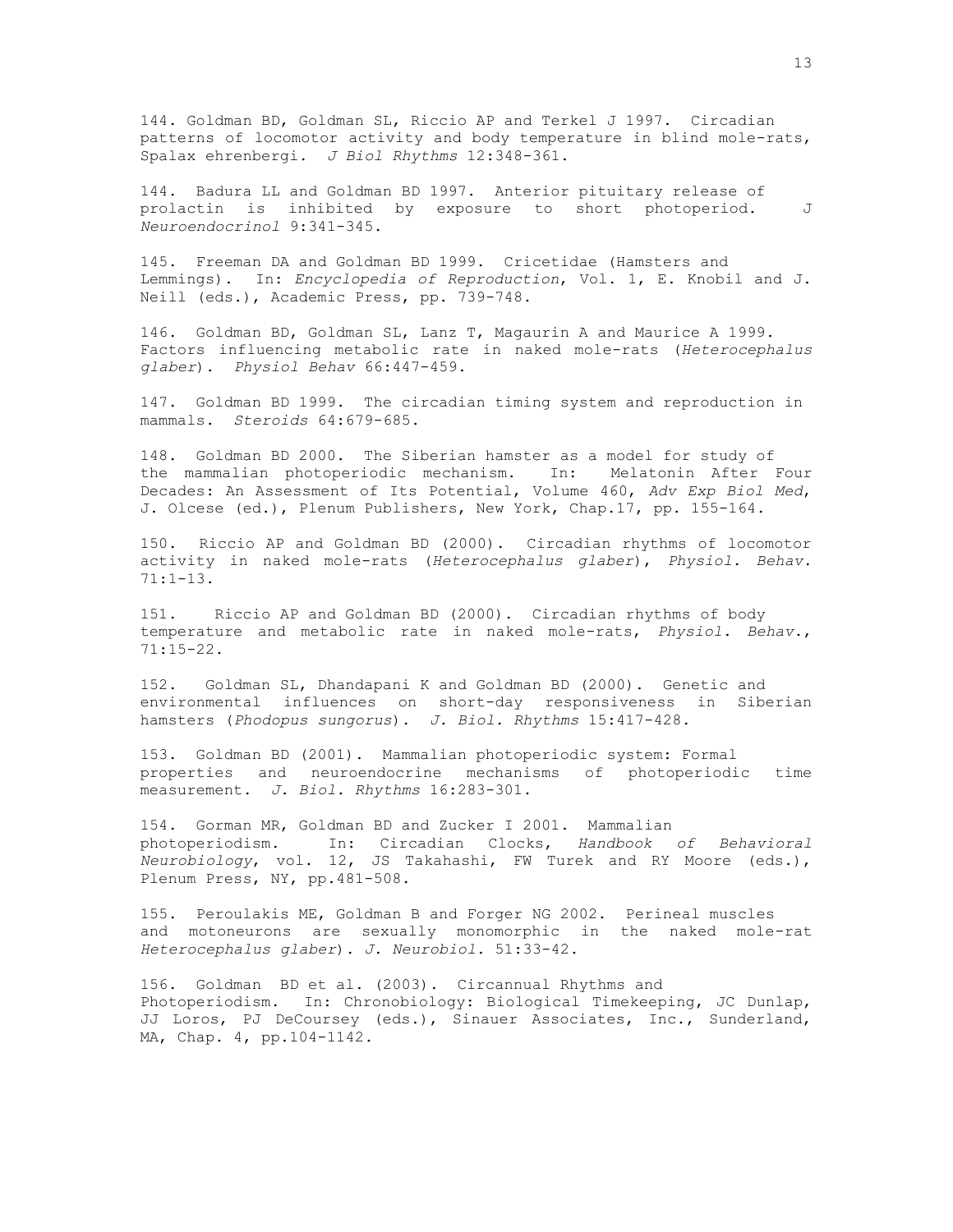144. Goldman BD, Goldman SL, Riccio AP and Terkel J 1997. Circadian patterns of locomotor activity and body temperature in blind mole-rats, Spalax ehrenbergi. *J Biol Rhythms* 12:348-361.

144. Badura LL and Goldman BD 1997. Anterior pituitary release of prolactin is inhibited by exposure to short photoperiod. *J Neuroendocrinol* 9:341-345.

145. Freeman DA and Goldman BD 1999. Cricetidae (Hamsters and Lemmings). In: *Encyclopedia of Reproduction*, Vol. 1, E. Knobil and J. Neill (eds.), Academic Press, pp. 739-748.

146. Goldman BD, Goldman SL, Lanz T, Magaurin A and Maurice A 1999. Factors influencing metabolic rate in naked mole-rats (*Heterocephalus glaber*). *Physiol Behav* 66:447-459.

147. Goldman BD 1999. The circadian timing system and reproduction in mammals. *Steroids* 64:679-685.

148. Goldman BD 2000. The Siberian hamster as a model for study of the mammalian photoperiodic mechanism. In: Melatonin After Four Decades: An Assessment of Its Potential, Volume 460, *Adv Exp Biol Med*, J. Olcese (ed.), Plenum Publishers, New York, Chap.17, pp. 155-164.

150. Riccio AP and Goldman BD (2000). Circadian rhythms of locomotor activity in naked mole-rats (*Heterocephalus glaber*), *Physiol. Behav.* 71:1-13.

151. Riccio AP and Goldman BD (2000). Circadian rhythms of body temperature and metabolic rate in naked mole-rats, *Physiol. Behav.*, 71:15-22.

152. Goldman SL, Dhandapani K and Goldman BD (2000). Genetic and environmental influences on short-day responsiveness in Siberian hamsters (*Phodopus sungorus*). *J. Biol. Rhythms* 15:417-428.

153. Goldman BD (2001). Mammalian photoperiodic system: Formal properties and neuroendocrine mechanisms of photoperiodic time measurement. *J. Biol. Rhythms* 16:283-301.

154. Gorman MR, Goldman BD and Zucker I 2001. Mammalian photoperiodism. In: Circadian Clocks, *Handbook of Behavioral Neurobiology*, vol. 12, JS Takahashi, FW Turek and RY Moore (eds.), Plenum Press, NY, pp.481-508.

155. Peroulakis ME, Goldman B and Forger NG 2002. Perineal muscles and motoneurons are sexually monomorphic in the naked mole-rat *Heterocephalus glaber*). *J. Neurobiol.* 51:33-42.

156. Goldman BD et al. (2003). Circannual Rhythms and Photoperiodism. In: Chronobiology: Biological Timekeeping, JC Dunlap, JJ Loros, PJ DeCoursey (eds.), Sinauer Associates, Inc., Sunderland, MA, Chap. 4, pp.104-1142.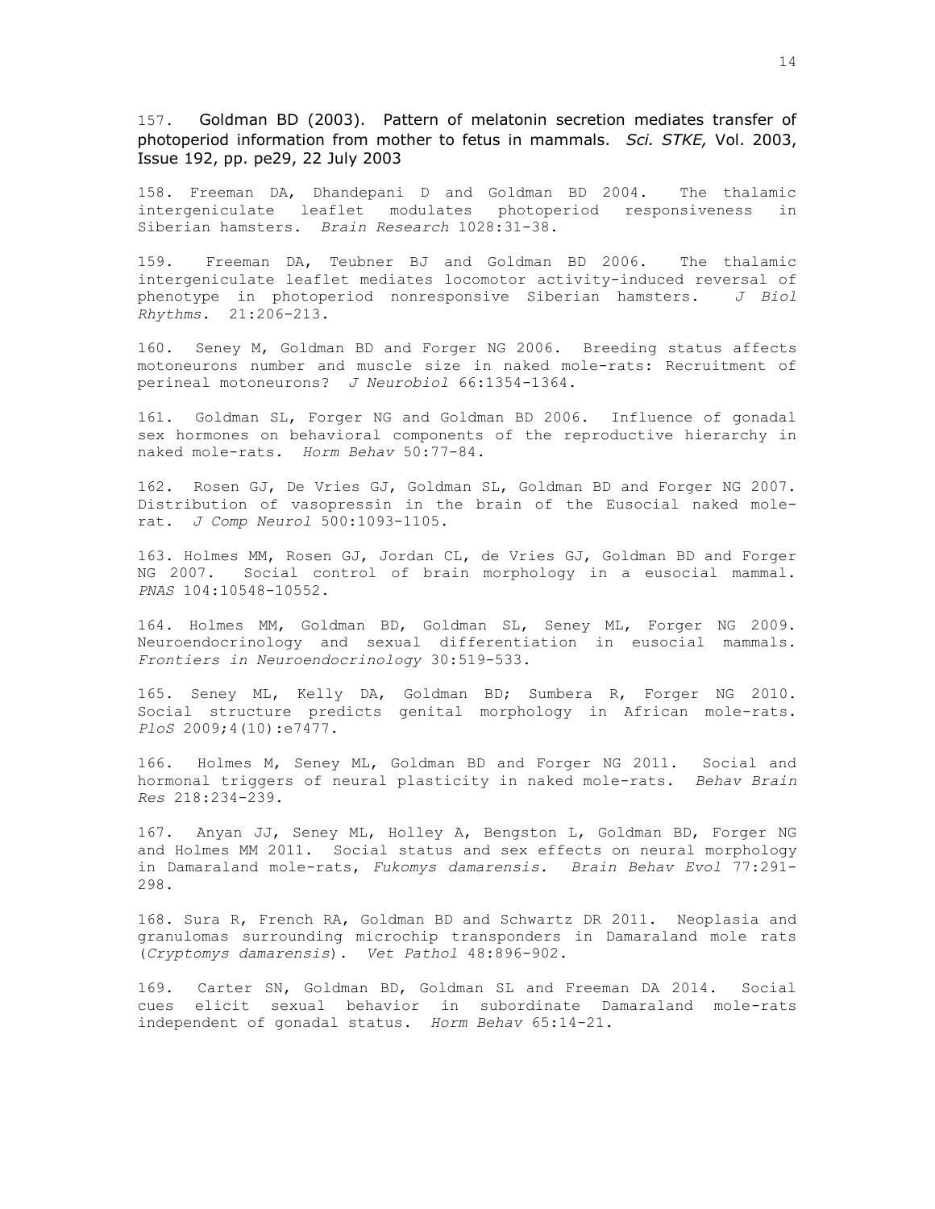157. Goldman BD (2003). Pattern of melatonin secretion mediates transfer of photoperiod information from mother to fetus in mammals. *Sci. STKE,* Vol. 2003, Issue 192, pp. pe29, 22 July 2003

158. Freeman DA, Dhandepani D and Goldman BD 2004. The thalamic intergeniculate leaflet modulates photoperiod responsiveness in Siberian hamsters. *Brain Research* 1028:31-38.

159. Freeman DA, Teubner BJ and Goldman BD 2006. The thalamic intergeniculate leaflet mediates locomotor activity-induced reversal of phenotype in photoperiod nonresponsive Siberian hamsters. *J Biol Rhythms.* 21:206-213.

160. Seney M, Goldman BD and Forger NG 2006. Breeding status affects motoneurons number and muscle size in naked mole-rats: Recruitment of perineal motoneurons? *J Neurobiol* 66:1354-1364.

161. Goldman SL, Forger NG and Goldman BD 2006. Influence of gonadal sex hormones on behavioral components of the reproductive hierarchy in naked mole-rats. *Horm Behav* 50:77-84.

162. Rosen GJ, De Vries GJ, Goldman SL, Goldman BD and Forger NG 2007. Distribution of vasopressin in the brain of the Eusocial naked mole-rat. *J Comp Neurol* 500:1093-1105.

163. Holmes MM, Rosen GJ, Jordan CL, de Vries GJ, Goldman BD and Forger NG 2007. Social control of brain morphology in a eusocial mammal. *PNAS* 104:10548-10552.

164. Holmes MM, Goldman BD, Goldman SL, Seney ML, Forger NG 2009. Neuroendocrinology and sexual differentiation in eusocial mammals. *Frontiers in Neuroendocrinology* 30:519-533.

165. Seney ML, Kelly DA, Goldman BD; Sumbera R, Forger NG 2010. Social structure predicts genital morphology in African mole-rats. *PloS* 2009;4(10):e7477.

166. Holmes M, Seney ML, Goldman BD and Forger NG 2011. Social and hormonal triggers of neural plasticity in naked mole-rats. *Behav Brain Res* 218:234-239.

167. Anyan JJ, Seney ML, Holley A, Bengston L, Goldman BD, Forger NG and Holmes MM 2011. Social status and sex effects on neural morphology in Damaraland mole-rats, *Fukomys damarensis. Brain Behav Evol* 77:291-298.

168. Sura R, French RA, Goldman BD and Schwartz DR 2011. Neoplasia and granulomas surrounding microchip transponders in Damaraland mole rats (*Cryptomys damarensis*). *Vet Pathol* 48:896-902.

169. Carter SN, Goldman BD, Goldman SL and Freeman DA 2014. Social cues elicit sexual behavior in subordinate Damaraland mole-rats independent of gonadal status. *Horm Behav* 65:14-21.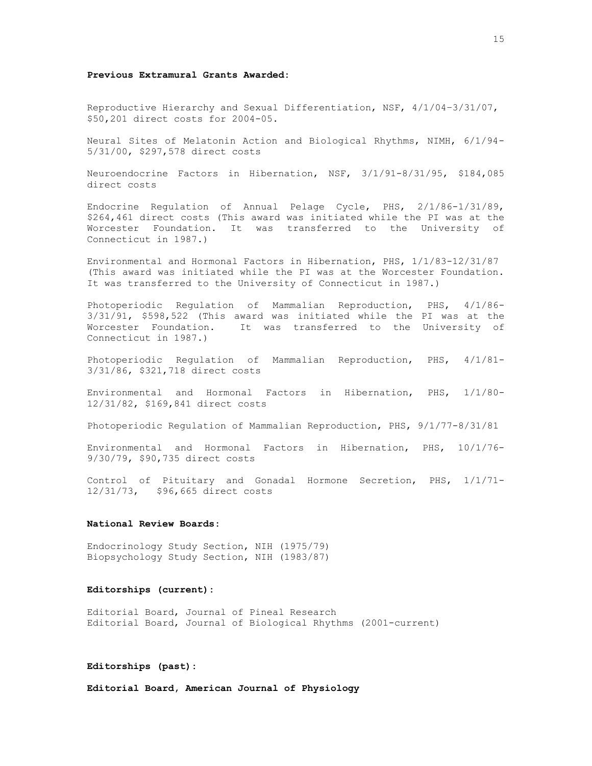**Previous Extramural Grants Awarded:**

Reproductive Hierarchy and Sexual Differentiation, NSF, 4/1/04–3/31/07, $50,201 direct costs for 2004-05.

Neural Sites of Melatonin Action and Biological Rhythms, NIMH, 6/1/94-5/31/00, $297,578 direct costs

Neuroendocrine Factors in Hibernation, NSF, 3/1/91-8/31/95, $184,085 direct costs

Endocrine Regulation of Annual Pelage Cycle, PHS, 2/1/86-1/31/89, $264,461 direct costs (This award was initiated while the PI was at the Worcester Foundation. It was transferred to the University of Connecticut in 1987.)

Environmental and Hormonal Factors in Hibernation, PHS, 1/1/83-12/31/87 (This award was initiated while the PI was at the Worcester Foundation. It was transferred to the University of Connecticut in 1987.)

Photoperiodic Regulation of Mammalian Reproduction, PHS, 4/1/86-3/31/91, $598,522 (This award was initiated while the PI was at the Worcester Foundation. It was transferred to the University of Connecticut in 1987.)

Photoperiodic Regulation of Mammalian Reproduction, PHS, 4/1/81-3/31/86, $321,718 direct costs

Environmental and Hormonal Factors in Hibernation, PHS, 1/1/80-12/31/82, $169,841 direct costs

Photoperiodic Regulation of Mammalian Reproduction, PHS, 9/1/77-8/31/81

Environmental and Hormonal Factors in Hibernation, PHS, 10/1/76-9/30/79, $90,735 direct costs

Control of Pituitary and Gonadal Hormone Secretion, PHS, 1/1/71-12/31/73, $96,665 direct costs

**National Review Boards:**

Endocrinology Study Section, NIH (1975/79)
Biopsychology Study Section, NIH (1983/87)

**Editorships (current):**

Editorial Board, Journal of Pineal Research
Editorial Board, Journal of Biological Rhythms (2001-current)

**Editorships (past):**

**Editorial Board, American Journal of Physiology**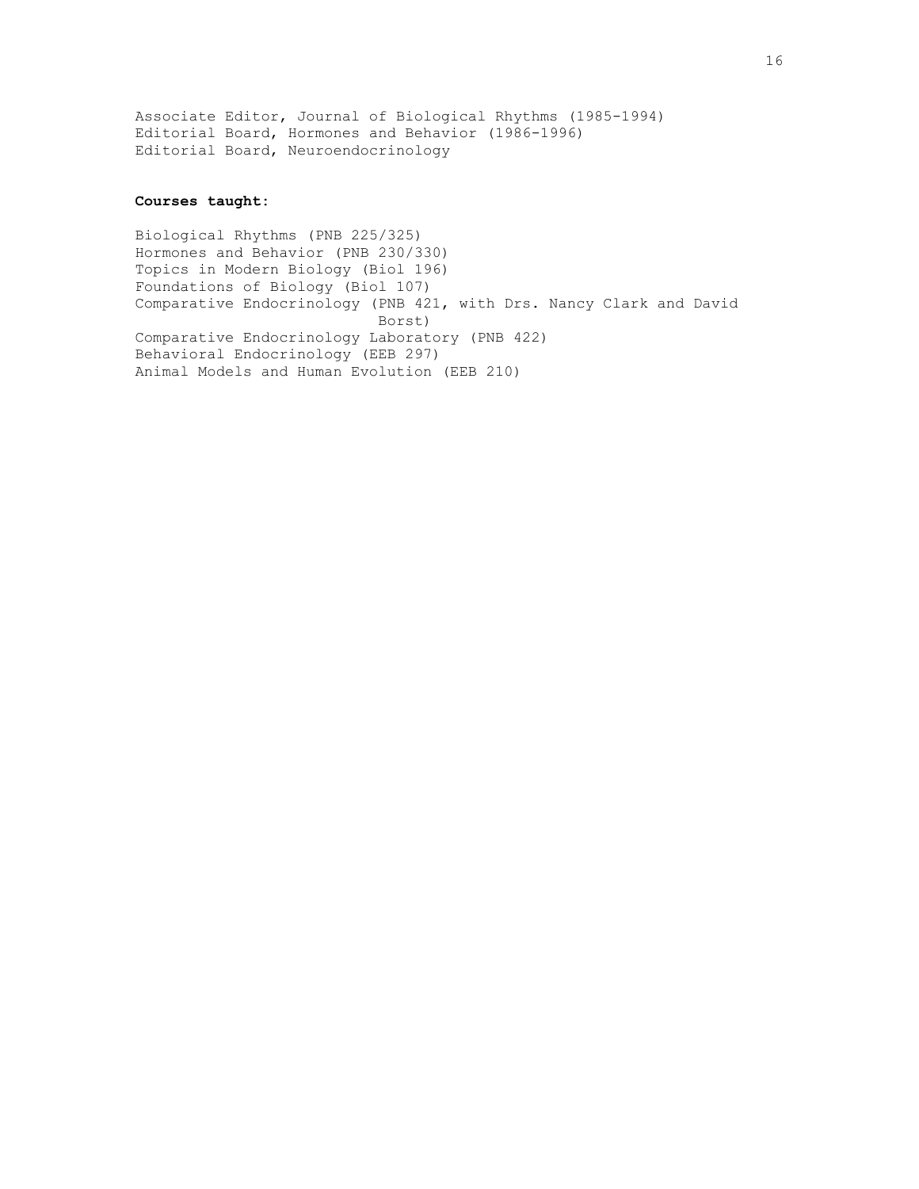Associate Editor, Journal of Biological Rhythms (1985-1994)
Editorial Board, Hormones and Behavior (1986-1996)
Editorial Board, Neuroendocrinology

**Courses taught:**

Biological Rhythms (PNB 225/325)
Hormones and Behavior (PNB 230/330)
Topics in Modern Biology (Biol 196)
Foundations of Biology (Biol 107)
Comparative Endocrinology (PNB 421, with Drs. Nancy Clark and David Borst)
Comparative Endocrinology Laboratory (PNB 422)
Behavioral Endocrinology (EEB 297)
Animal Models and Human Evolution (EEB 210)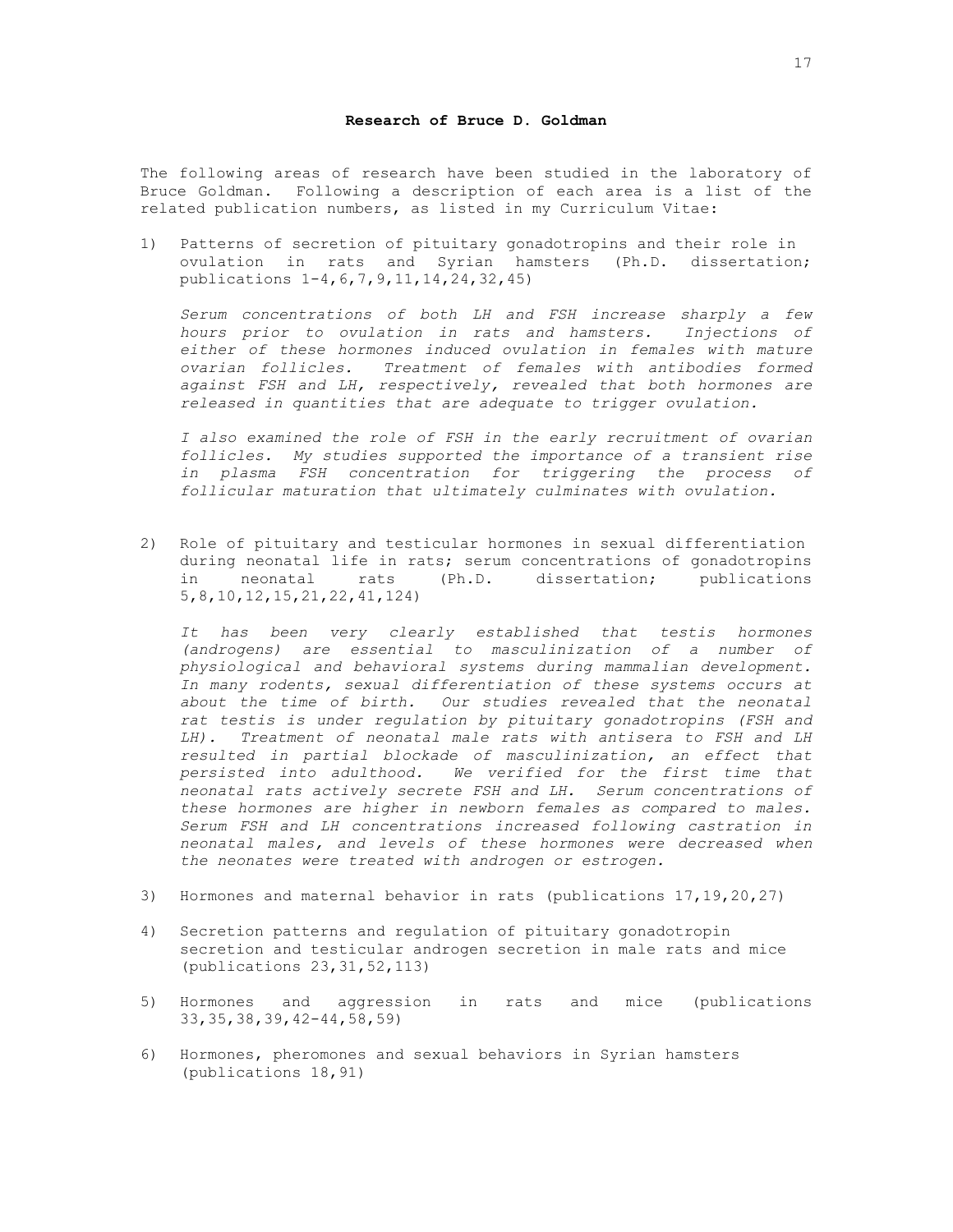**Research of Bruce D. Goldman**

The following areas of research have been studied in the laboratory of Bruce Goldman. Following a description of each area is a list of the related publication numbers, as listed in my Curriculum Vitae:

1) Patterns of secretion of pituitary gonadotropins and their role in ovulation in rats and Syrian hamsters (Ph.D. dissertation; publications 1-4,6,7,9,11,14,24,32,45)

   *Serum concentrations of both LH and FSH increase sharply a few hours prior to ovulation in rats and hamsters. Injections of either of these hormones induced ovulation in females with mature ovarian follicles. Treatment of females with antibodies formed against FSH and LH, respectively, revealed that both hormones are released in quantities that are adequate to trigger ovulation.*

   *I also examined the role of FSH in the early recruitment of ovarian follicles. My studies supported the importance of a transient rise in plasma FSH concentration for triggering the process of follicular maturation that ultimately culminates with ovulation.*

2) Role of pituitary and testicular hormones in sexual differentiation during neonatal life in rats; serum concentrations of gonadotropins in neonatal rats (Ph.D. dissertation; publications 5,8,10,12,15,21,22,41,124)

   *It has been very clearly established that testis hormones (androgens) are essential to masculinization of a number of physiological and behavioral systems during mammalian development. In many rodents, sexual differentiation of these systems occurs at about the time of birth. Our studies revealed that the neonatal rat testis is under regulation by pituitary gonadotropins (FSH and LH). Treatment of neonatal male rats with antisera to FSH and LH resulted in partial blockade of masculinization, an effect that persisted into adulthood. We verified for the first time that neonatal rats actively secrete FSH and LH. Serum concentrations of these hormones are higher in newborn females as compared to males. Serum FSH and LH concentrations increased following castration in neonatal males, and levels of these hormones were decreased when the neonates were treated with androgen or estrogen.*

3) Hormones and maternal behavior in rats (publications 17,19,20,27)

4) Secretion patterns and regulation of pituitary gonadotropin secretion and testicular androgen secretion in male rats and mice (publications 23,31,52,113)

5) Hormones and aggression in rats and mice (publications 33,35,38,39,42-44,58,59)

6) Hormones, pheromones and sexual behaviors in Syrian hamsters (publications 18,91)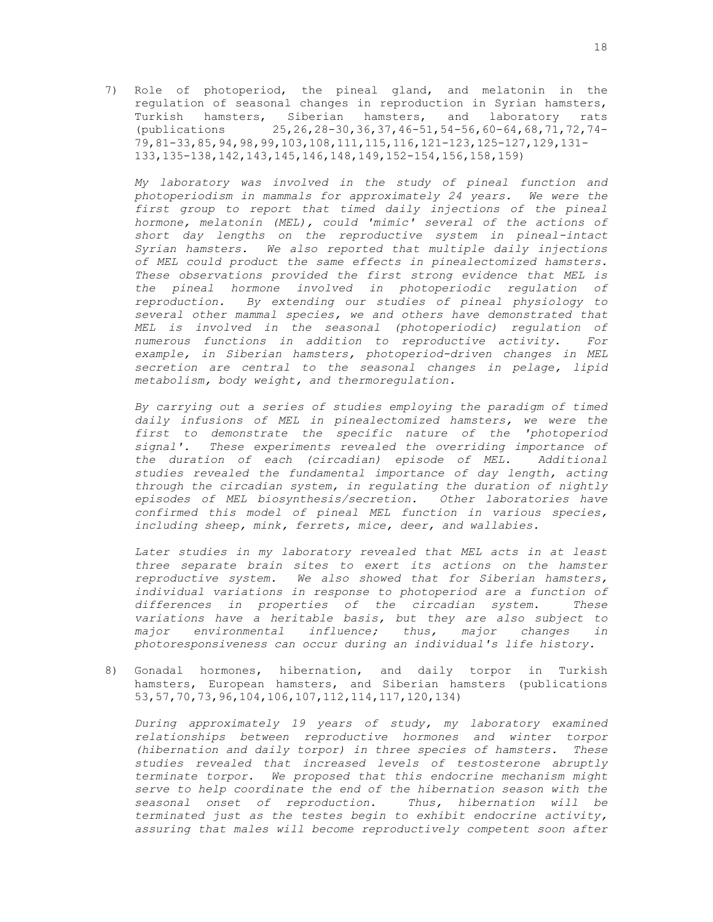7) Role of photoperiod, the pineal gland, and melatonin in the regulation of seasonal changes in reproduction in Syrian hamsters, Turkish hamsters, Siberian hamsters, and laboratory rats (publications 25,26,28-30,36,37,46-51,54-56,60-64,68,71,72,74-79,81-33,85,94,98,99,103,108,111,115,116,121-123,125-127,129,131-133,135-138,142,143,145,146,148,149,152-154,156,158,159)

   *My laboratory was involved in the study of pineal function and photoperiodism in mammals for approximately 24 years. We were the first group to report that timed daily injections of the pineal hormone, melatonin (MEL), could 'mimic' several of the actions of short day lengths on the reproductive system in pineal-intact Syrian hamsters. We also reported that multiple daily injections of MEL could product the same effects in pinealectomized hamsters. These observations provided the first strong evidence that MEL is the pineal hormone involved in photoperiodic regulation of reproduction. By extending our studies of pineal physiology to several other mammal species, we and others have demonstrated that MEL is involved in the seasonal (photoperiodic) regulation of numerous functions in addition to reproductive activity. For example, in Siberian hamsters, photoperiod-driven changes in MEL secretion are central to the seasonal changes in pelage, lipid metabolism, body weight, and thermoregulation.*

   *By carrying out a series of studies employing the paradigm of timed daily infusions of MEL in pinealectomized hamsters, we were the first to demonstrate the specific nature of the 'photoperiod signal'. These experiments revealed the overriding importance of the duration of each (circadian) episode of MEL. Additional studies revealed the fundamental importance of day length, acting through the circadian system, in regulating the duration of nightly episodes of MEL biosynthesis/secretion. Other laboratories have confirmed this model of pineal MEL function in various species, including sheep, mink, ferrets, mice, deer, and wallabies.*

   *Later studies in my laboratory revealed that MEL acts in at least three separate brain sites to exert its actions on the hamster reproductive system. We also showed that for Siberian hamsters, individual variations in response to photoperiod are a function of differences in properties of the circadian system. These variations have a heritable basis, but they are also subject to major environmental influence; thus, major changes in photoresponsiveness can occur during an individual's life history.*

8) Gonadal hormones, hibernation, and daily torpor in Turkish hamsters, European hamsters, and Siberian hamsters (publications 53,57,70,73,96,104,106,107,112,114,117,120,134)

   *During approximately 19 years of study, my laboratory examined relationships between reproductive hormones and winter torpor (hibernation and daily torpor) in three species of hamsters. These studies revealed that increased levels of testosterone abruptly terminate torpor. We proposed that this endocrine mechanism might serve to help coordinate the end of the hibernation season with the seasonal onset of reproduction. Thus, hibernation will be terminated just as the testes begin to exhibit endocrine activity, assuring that males will become reproductively competent soon after*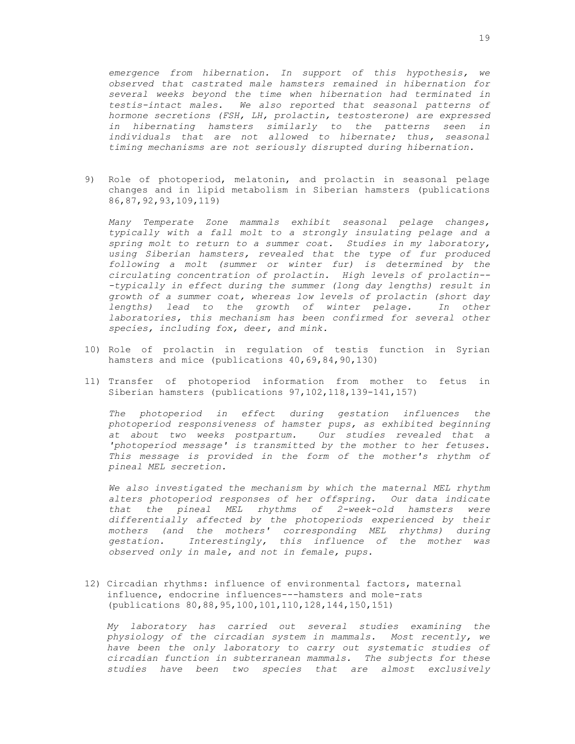*emergence from hibernation. In support of this hypothesis, we observed that castrated male hamsters remained in hibernation for several weeks beyond the time when hibernation had terminated in testis-intact males. We also reported that seasonal patterns of hormone secretions (FSH, LH, prolactin, testosterone) are expressed in hibernating hamsters similarly to the patterns seen in individuals that are not allowed to hibernate; thus, seasonal timing mechanisms are not seriously disrupted during hibernation.*

9) Role of photoperiod, melatonin, and prolactin in seasonal pelage changes and in lipid metabolism in Siberian hamsters (publications 86,87,92,93,109,119)

   *Many Temperate Zone mammals exhibit seasonal pelage changes, typically with a fall molt to a strongly insulating pelage and a spring molt to return to a summer coat. Studies in my laboratory, using Siberian hamsters, revealed that the type of fur produced following a molt (summer or winter fur) is determined by the circulating concentration of prolactin. High levels of prolactin---typically in effect during the summer (long day lengths) result in growth of a summer coat, whereas low levels of prolactin (short day lengths) lead to the growth of winter pelage. In other laboratories, this mechanism has been confirmed for several other species, including fox, deer, and mink.*

10) Role of prolactin in regulation of testis function in Syrian hamsters and mice (publications 40,69,84,90,130)

11) Transfer of photoperiod information from mother to fetus in Siberian hamsters (publications 97,102,118,139-141,157)

    *The photoperiod in effect during gestation influences the photoperiod responsiveness of hamster pups, as exhibited beginning at about two weeks postpartum. Our studies revealed that a 'photoperiod message' is transmitted by the mother to her fetuses. This message is provided in the form of the mother's rhythm of pineal MEL secretion.*

    *We also investigated the mechanism by which the maternal MEL rhythm alters photoperiod responses of her offspring. Our data indicate that the pineal MEL rhythms of 2-week-old hamsters were differentially affected by the photoperiods experienced by their mothers (and the mothers' corresponding MEL rhythms) during gestation. Interestingly, this influence of the mother was observed only in male, and not in female, pups.*

12) Circadian rhythms: influence of environmental factors, maternal influence, endocrine influences---hamsters and mole-rats (publications 80,88,95,100,101,110,128,144,150,151)

    *My laboratory has carried out several studies examining the physiology of the circadian system in mammals. Most recently, we have been the only laboratory to carry out systematic studies of circadian function in subterranean mammals. The subjects for these studies have been two species that are almost exclusively*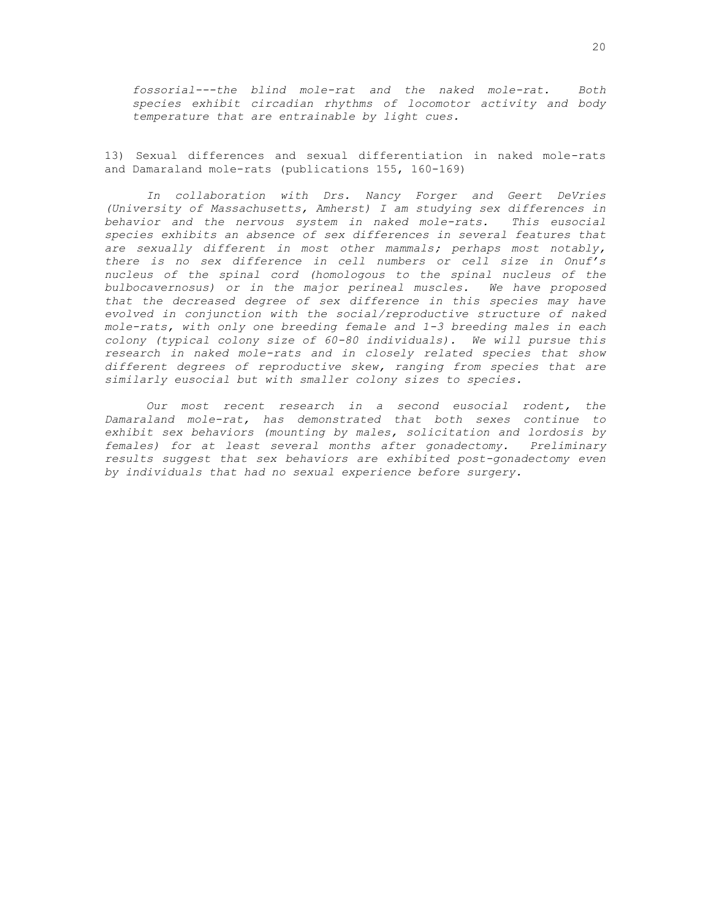*fossorial---the blind mole-rat and the naked mole-rat. Both species exhibit circadian rhythms of locomotor activity and body temperature that are entrainable by light cues.*

13) Sexual differences and sexual differentiation in naked mole-rats and Damaraland mole-rats (publications 155, 160-169)

*In collaboration with Drs. Nancy Forger and Geert DeVries (University of Massachusetts, Amherst) I am studying sex differences in behavior and the nervous system in naked mole-rats. This eusocial species exhibits an absence of sex differences in several features that are sexually different in most other mammals; perhaps most notably, there is no sex difference in cell numbers or cell size in Onuf's nucleus of the spinal cord (homologous to the spinal nucleus of the bulbocavernosus) or in the major perineal muscles. We have proposed that the decreased degree of sex difference in this species may have evolved in conjunction with the social/reproductive structure of naked mole-rats, with only one breeding female and 1-3 breeding males in each colony (typical colony size of 60-80 individuals). We will pursue this research in naked mole-rats and in closely related species that show different degrees of reproductive skew, ranging from species that are similarly eusocial but with smaller colony sizes to species.*

*Our most recent research in a second eusocial rodent, the Damaraland mole-rat, has demonstrated that both sexes continue to exhibit sex behaviors (mounting by males, solicitation and lordosis by females) for at least several months after gonadectomy. Preliminary results suggest that sex behaviors are exhibited post-gonadectomy even by individuals that had no sexual experience before surgery.*